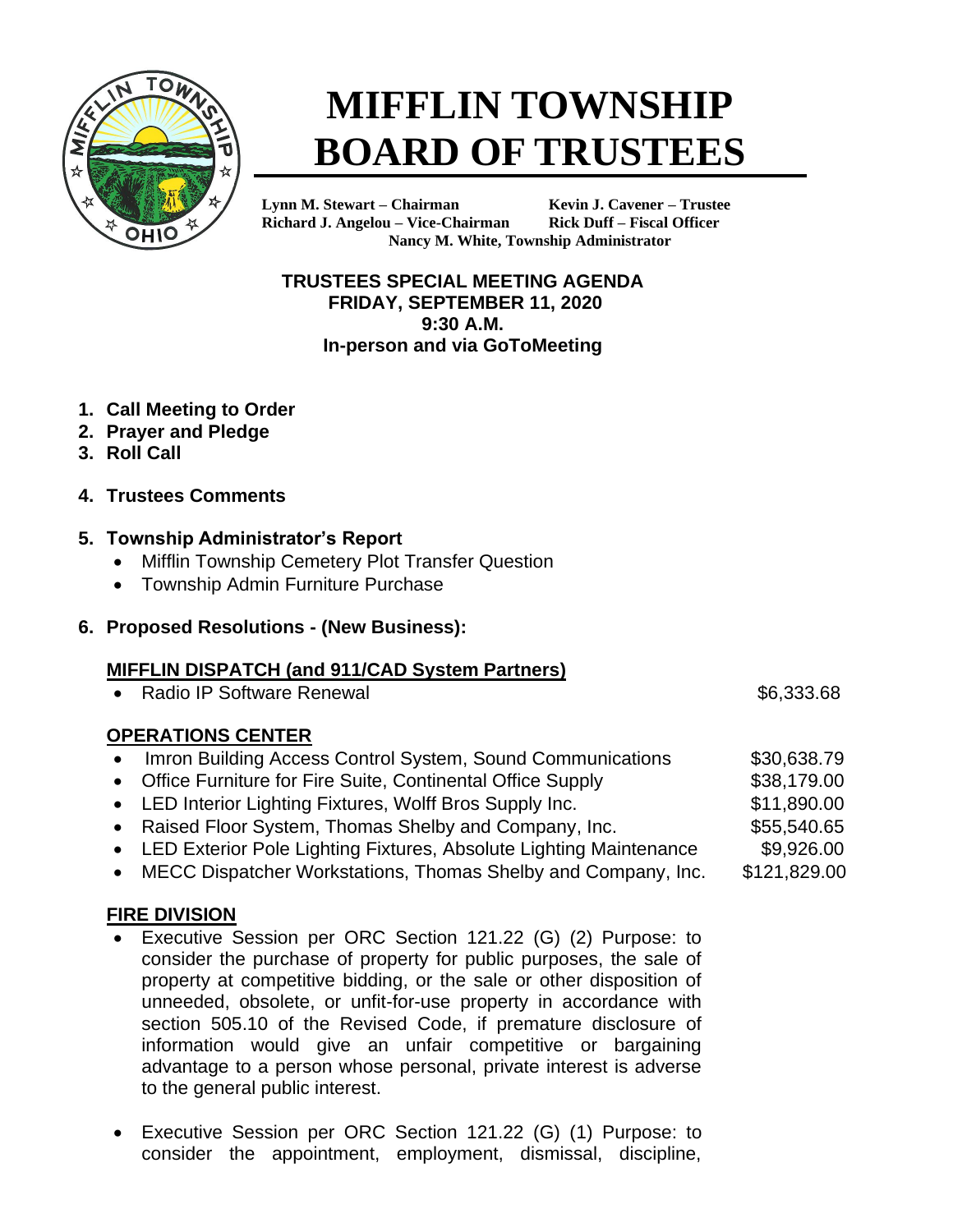# MIFFLIN TOWNSHIP BOARD OF TRUSTEES

**Lynn M. Stewart – Chairman**
**Kevin J. Cavener – Trustee**
**Richard J. Angelou – Vice-Chairman**
**Rick Duff – Fiscal Officer**
**Nancy M. White, Township Administrator**

**TRUSTEES SPECIAL MEETING AGENDA**
**FRIDAY, SEPTEMBER 11, 2020**
**9:30 A.M.**
**In-person and via GoToMeeting**

1. **Call Meeting to Order**
2. **Prayer and Pledge**
3. **Roll Call**
4. **Trustees Comments**
5. **Township Administrator's Report**
   - Mifflin Township Cemetery Plot Transfer Question
   - Township Admin Furniture Purchase
6. **Proposed Resolutions - (New Business):**

**MIFFLIN DISPATCH (and 911/CAD System Partners)**

- Radio IP Software Renewal $6,333.68

**OPERATIONS CENTER**

- Imron Building Access Control System, Sound Communications $30,638.79
- Office Furniture for Fire Suite, Continental Office Supply $38,179.00
- LED Interior Lighting Fixtures, Wolff Bros Supply Inc. $11,890.00
- Raised Floor System, Thomas Shelby and Company, Inc. $55,540.65
- LED Exterior Pole Lighting Fixtures, Absolute Lighting Maintenance $9,926.00
- MECC Dispatcher Workstations, Thomas Shelby and Company, Inc. $121,829.00

**FIRE DIVISION**

- Executive Session per ORC Section 121.22 (G) (2) Purpose: to consider the purchase of property for public purposes, the sale of property at competitive bidding, or the sale or other disposition of unneeded, obsolete, or unfit-for-use property in accordance with section 505.10 of the Revised Code, if premature disclosure of information would give an unfair competitive or bargaining advantage to a person whose personal, private interest is adverse to the general public interest.

- Executive Session per ORC Section 121.22 (G) (1) Purpose: to consider the appointment, employment, dismissal, discipline,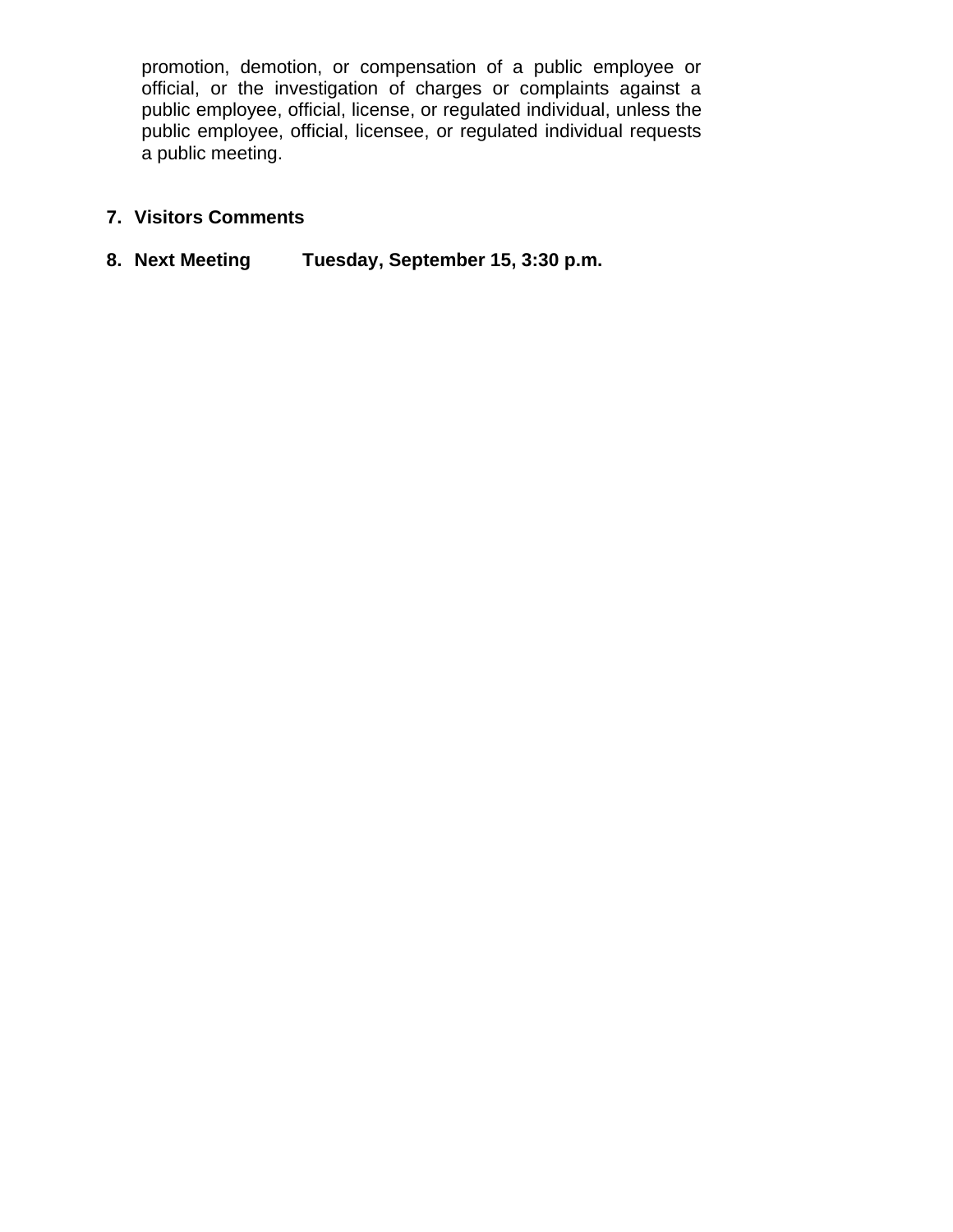promotion, demotion, or compensation of a public employee or official, or the investigation of charges or complaints against a public employee, official, license, or regulated individual, unless the public employee, official, licensee, or regulated individual requests a public meeting.

7. **Visitors Comments**

8. **Next Meeting    Tuesday, September 15, 3:30 p.m.**